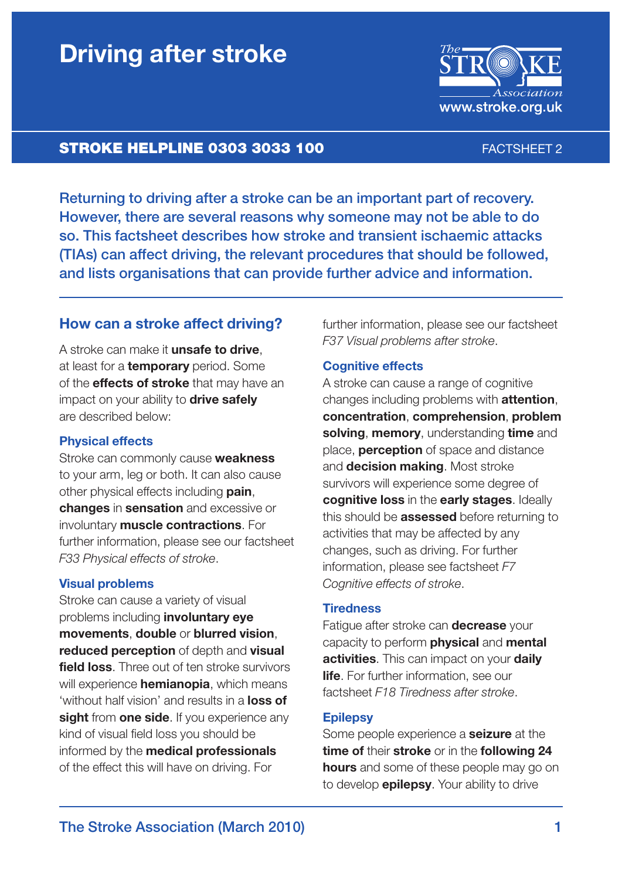# Driving after stroke

**STROKE HELPLINE 0303 3033 100** FACTSHEET 2

The Stroke Association
www.stroke.org.uk

**Returning to driving after a stroke can be an important part of recovery. However, there are several reasons why someone may not be able to do so. This factsheet describes how stroke and transient ischaemic attacks (TIAs) can affect driving, the relevant procedures that should be followed, and lists organisations that can provide further advice and information.**

## How can a stroke affect driving?

A stroke can make it **unsafe to drive**, at least for a **temporary** period. Some of the **effects of stroke** that may have an impact on your ability to **drive safely** are described below:

### Physical effects

Stroke can commonly cause **weakness** to your arm, leg or both. It can also cause other physical effects including **pain**, **changes** in **sensation** and excessive or involuntary **muscle contractions**. For further information, please see our factsheet *F33 Physical effects of stroke*.

### Visual problems

Stroke can cause a variety of visual problems including **involuntary eye movements**, **double** or **blurred vision**, **reduced perception** of depth and **visual field loss**. Three out of ten stroke survivors will experience **hemianopia**, which means 'without half vision' and results in a **loss of sight** from **one side**. If you experience any kind of visual field loss you should be informed by the **medical professionals** of the effect this will have on driving. For further information, please see our factsheet *F37 Visual problems after stroke*.

### Cognitive effects

A stroke can cause a range of cognitive changes including problems with **attention**, **concentration**, **comprehension**, **problem solving**, **memory**, understanding **time** and place, **perception** of space and distance and **decision making**. Most stroke survivors will experience some degree of **cognitive loss** in the **early stages**. Ideally this should be **assessed** before returning to activities that may be affected by any changes, such as driving. For further information, please see factsheet *F7 Cognitive effects of stroke*.

### Tiredness

Fatigue after stroke can **decrease** your capacity to perform **physical** and **mental activities**. This can impact on your **daily life**. For further information, see our factsheet *F18 Tiredness after stroke*.

### Epilepsy

Some people experience a **seizure** at the **time of** their **stroke** or in the **following 24 hours** and some of these people may go on to develop **epilepsy**. Your ability to drive

The Stroke Association (March 2010)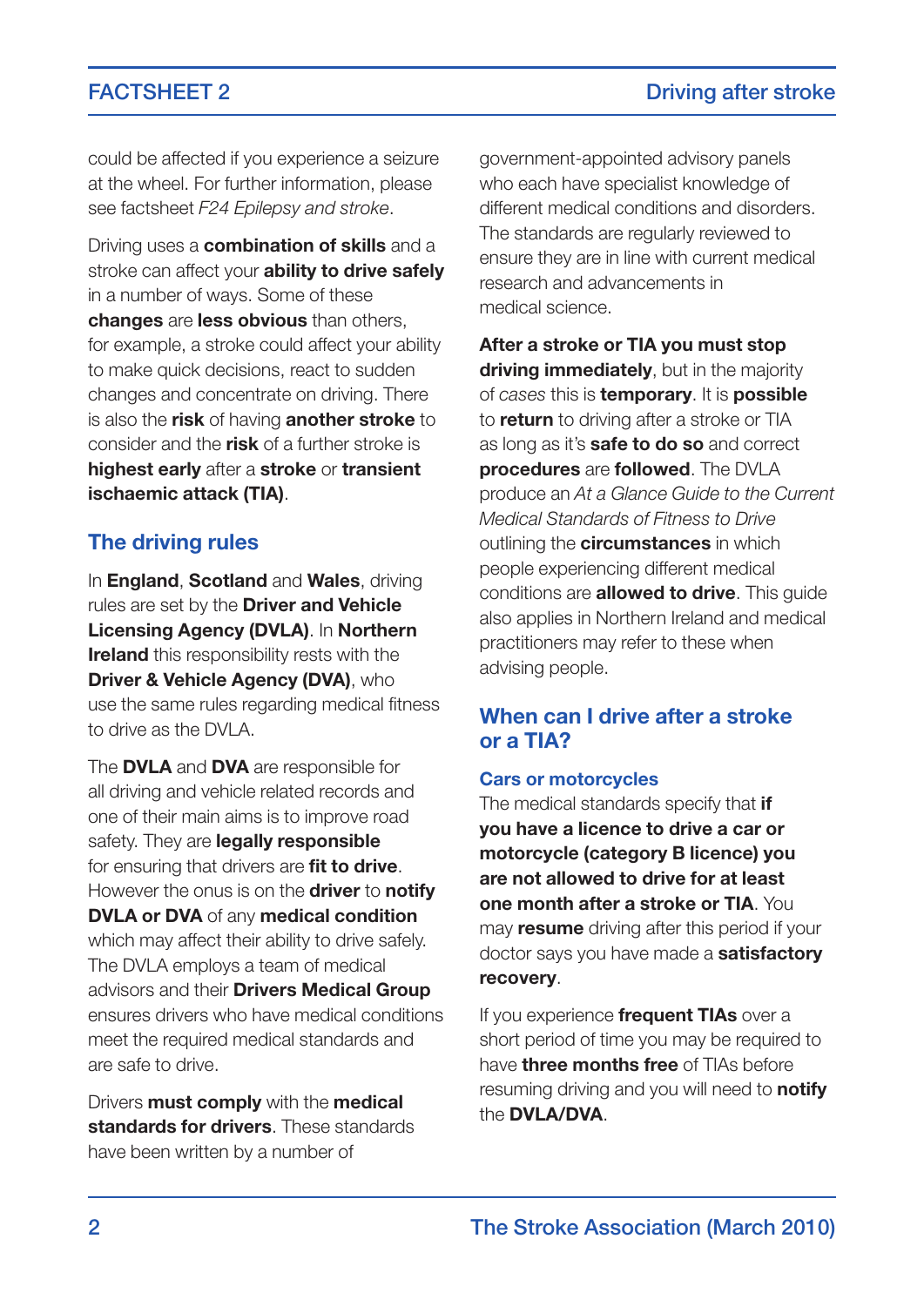could be affected if you experience a seizure at the wheel. For further information, please see factsheet *F24 Epilepsy and stroke*.

Driving uses a **combination of skills** and a stroke can affect your **ability to drive safely** in a number of ways. Some of these **changes** are **less obvious** than others, for example, a stroke could affect your ability to make quick decisions, react to sudden changes and concentrate on driving. There is also the **risk** of having **another stroke** to consider and the **risk** of a further stroke is **highest early** after a **stroke** or **transient ischaemic attack (TIA)**.

## The driving rules

In **England**, **Scotland** and **Wales**, driving rules are set by the **Driver and Vehicle Licensing Agency (DVLA)**. In **Northern Ireland** this responsibility rests with the **Driver & Vehicle Agency (DVA)**, who use the same rules regarding medical fitness to drive as the DVLA.

The **DVLA** and **DVA** are responsible for all driving and vehicle related records and one of their main aims is to improve road safety. They are **legally responsible** for ensuring that drivers are **fit to drive**. However the onus is on the **driver** to **notify DVLA or DVA** of any **medical condition** which may affect their ability to drive safely. The DVLA employs a team of medical advisors and their **Drivers Medical Group** ensures drivers who have medical conditions meet the required medical standards and are safe to drive.

Drivers **must comply** with the **medical standards for drivers**. These standards have been written by a number of government-appointed advisory panels who each have specialist knowledge of different medical conditions and disorders. The standards are regularly reviewed to ensure they are in line with current medical research and advancements in medical science.

**After a stroke or TIA you must stop driving immediately**, but in the majority of *cases* this is **temporary**. It is **possible** to **return** to driving after a stroke or TIA as long as it's **safe to do so** and correct **procedures** are **followed**. The DVLA produce an *At a Glance Guide to the Current Medical Standards of Fitness to Drive* outlining the **circumstances** in which people experiencing different medical conditions are **allowed to drive**. This guide also applies in Northern Ireland and medical practitioners may refer to these when advising people.

## When can I drive after a stroke or a TIA?

### Cars or motorcycles

The medical standards specify that **if you have a licence to drive a car or motorcycle (category B licence) you are not allowed to drive for at least one month after a stroke or TIA**. You may **resume** driving after this period if your doctor says you have made a **satisfactory recovery**.

If you experience **frequent TIAs** over a short period of time you may be required to have **three months free** of TIAs before resuming driving and you will need to **notify** the **DVLA/DVA**.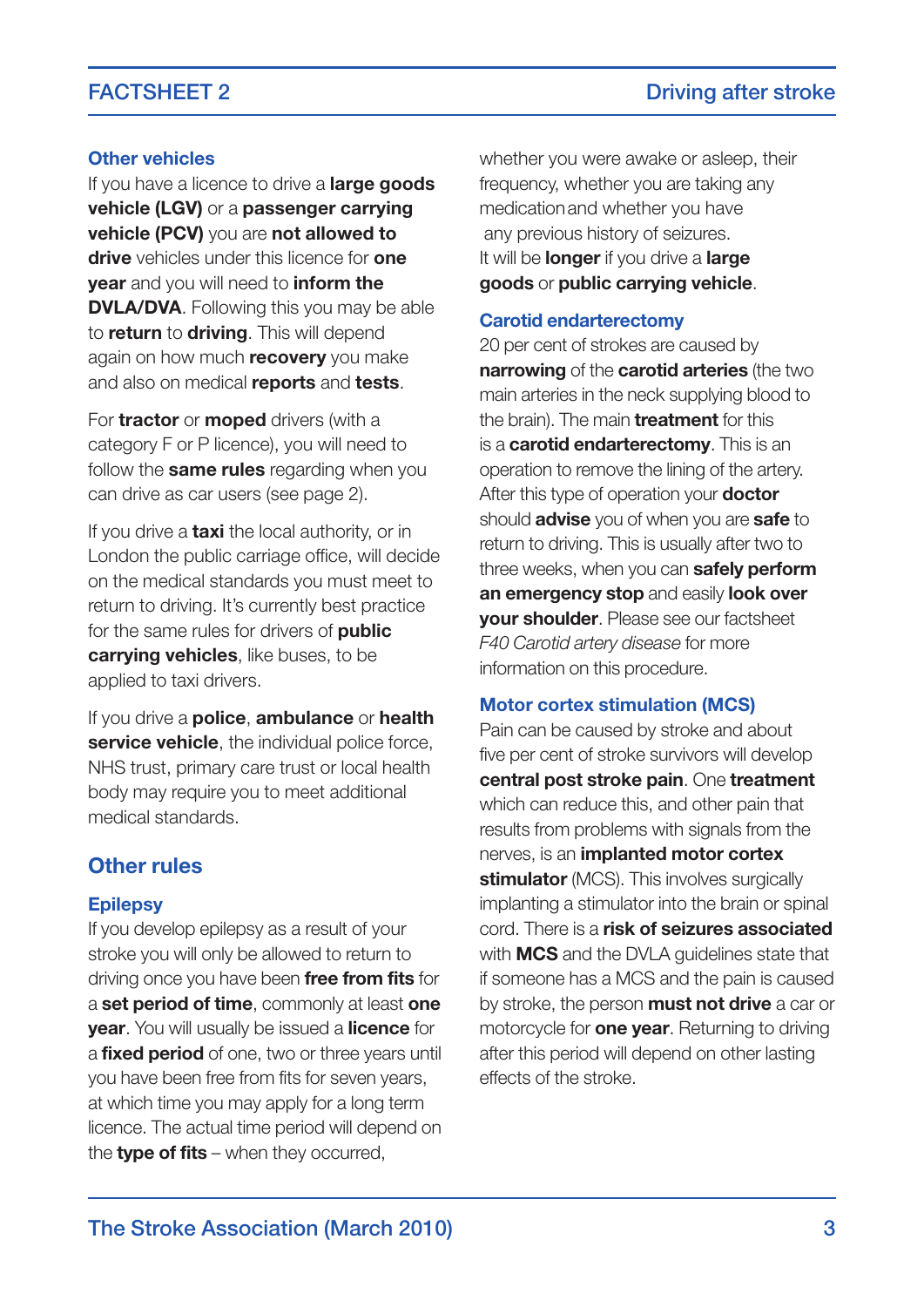### Other vehicles

If you have a licence to drive a **large goods vehicle (LGV)** or a **passenger carrying vehicle (PCV)** you are **not allowed to drive** vehicles under this licence for **one year** and you will need to **inform the DVLA/DVA**. Following this you may be able to **return** to **driving**. This will depend again on how much **recovery** you make and also on medical **reports** and **tests**.

For **tractor** or **moped** drivers (with a category F or P licence), you will need to follow the **same rules** regarding when you can drive as car users (see page 2).

If you drive a **taxi** the local authority, or in London the public carriage office, will decide on the medical standards you must meet to return to driving. It's currently best practice for the same rules for drivers of **public carrying vehicles**, like buses, to be applied to taxi drivers.

If you drive a **police**, **ambulance** or **health service vehicle**, the individual police force, NHS trust, primary care trust or local health body may require you to meet additional medical standards.

## Other rules

### Epilepsy

If you develop epilepsy as a result of your stroke you will only be allowed to return to driving once you have been **free from fits** for a **set period of time**, commonly at least **one year**. You will usually be issued a **licence** for a **fixed period** of one, two or three years until you have been free from fits for seven years, at which time you may apply for a long term licence. The actual time period will depend on the **type of fits** – when they occurred, whether you were awake or asleep, their frequency, whether you are taking any medication and whether you have any previous history of seizures. It will be **longer** if you drive a **large goods** or **public carrying vehicle**.

### Carotid endarterectomy

20 per cent of strokes are caused by **narrowing** of the **carotid arteries** (the two main arteries in the neck supplying blood to the brain). The main **treatment** for this is a **carotid endarterectomy**. This is an operation to remove the lining of the artery. After this type of operation your **doctor** should **advise** you of when you are **safe** to return to driving. This is usually after two to three weeks, when you can **safely perform an emergency stop** and easily **look over your shoulder**. Please see our factsheet *F40 Carotid artery disease* for more information on this procedure.

### Motor cortex stimulation (MCS)

Pain can be caused by stroke and about five per cent of stroke survivors will develop **central post stroke pain**. One **treatment** which can reduce this, and other pain that results from problems with signals from the nerves, is an **implanted motor cortex stimulator** (MCS). This involves surgically implanting a stimulator into the brain or spinal cord. There is a **risk of seizures associated** with **MCS** and the DVLA guidelines state that if someone has a MCS and the pain is caused by stroke, the person **must not drive** a car or motorcycle for **one year**. Returning to driving after this period will depend on other lasting effects of the stroke.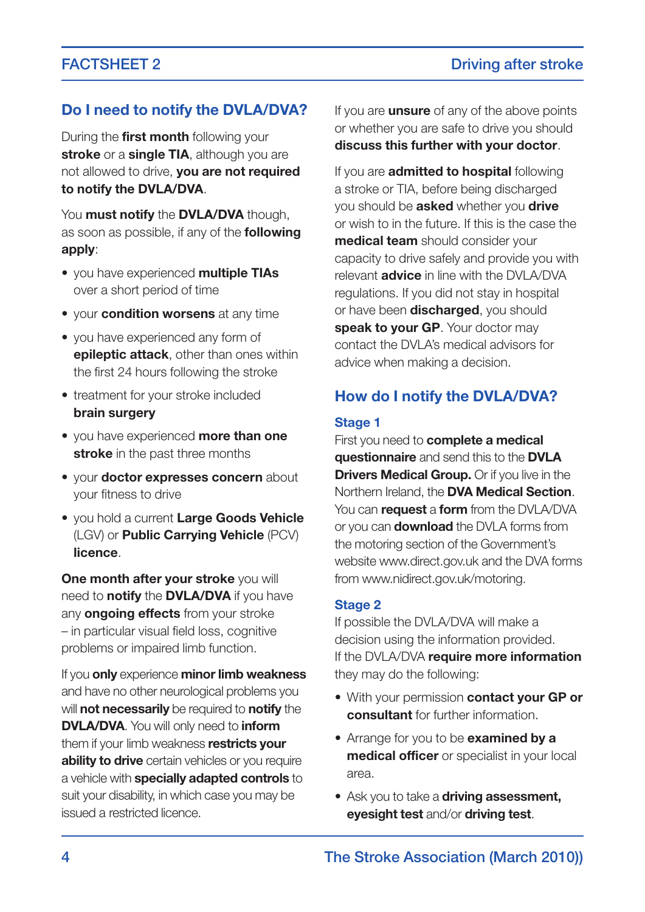## Do I need to notify the DVLA/DVA?

During the **first month** following your **stroke** or a **single TIA**, although you are not allowed to drive, **you are not required to notify the DVLA/DVA**.

You **must notify** the **DVLA/DVA** though, as soon as possible, if any of the **following apply**:

- you have experienced **multiple TIAs** over a short period of time
- your **condition worsens** at any time
- you have experienced any form of **epileptic attack**, other than ones within the first 24 hours following the stroke
- treatment for your stroke included **brain surgery**
- you have experienced **more than one stroke** in the past three months
- your **doctor expresses concern** about your fitness to drive
- you hold a current **Large Goods Vehicle** (LGV) or **Public Carrying Vehicle** (PCV) **licence**.

**One month after your stroke** you will need to **notify** the **DVLA/DVA** if you have any **ongoing effects** from your stroke – in particular visual field loss, cognitive problems or impaired limb function.

If you **only** experience **minor limb weakness** and have no other neurological problems you will **not necessarily** be required to **notify** the **DVLA/DVA**. You will only need to **inform** them if your limb weakness **restricts your ability to drive** certain vehicles or you require a vehicle with **specially adapted controls** to suit your disability, in which case you may be issued a restricted licence.

If you are **unsure** of any of the above points or whether you are safe to drive you should **discuss this further with your doctor**.

If you are **admitted to hospital** following a stroke or TIA, before being discharged you should be **asked** whether you **drive** or wish to in the future. If this is the case the **medical team** should consider your capacity to drive safely and provide you with relevant **advice** in line with the DVLA/DVA regulations. If you did not stay in hospital or have been **discharged**, you should **speak to your GP**. Your doctor may contact the DVLA's medical advisors for advice when making a decision.

## How do I notify the DVLA/DVA?

### Stage 1

First you need to **complete a medical questionnaire** and send this to the **DVLA Drivers Medical Group.** Or if you live in the Northern Ireland, the **DVA Medical Section**. You can **request** a **form** from the DVLA/DVA or you can **download** the DVLA forms from the motoring section of the Government's website www.direct.gov.uk and the DVA forms from www.nidirect.gov.uk/motoring.

### Stage 2

If possible the DVLA/DVA will make a decision using the information provided. If the DVLA/DVA **require more information** they may do the following:

- With your permission **contact your GP or consultant** for further information.
- Arrange for you to be **examined by a medical officer** or specialist in your local area.
- Ask you to take a **driving assessment, eyesight test** and/or **driving test**.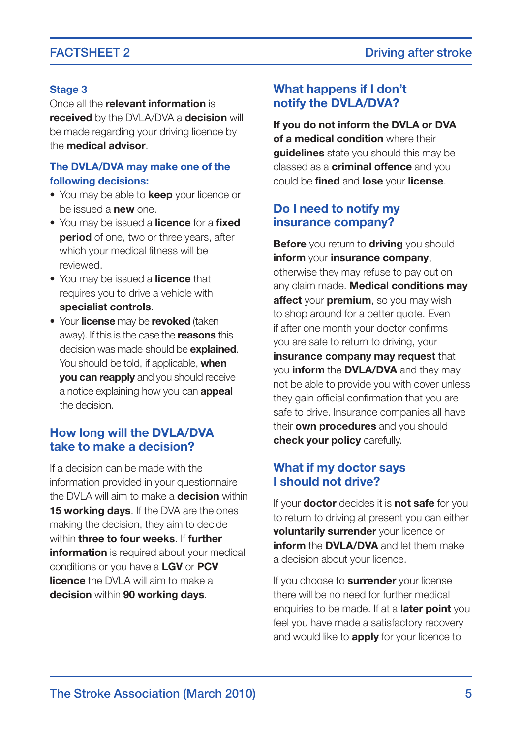### Stage 3

Once all the **relevant information** is **received** by the DVLA/DVA a **decision** will be made regarding your driving licence by the **medical advisor**.

### The DVLA/DVA may make one of the following decisions:

- You may be able to **keep** your licence or be issued a **new** one.
- You may be issued a **licence** for a **fixed period** of one, two or three years, after which your medical fitness will be reviewed.
- You may be issued a **licence** that requires you to drive a vehicle with **specialist controls**.
- Your **license** may be **revoked** (taken away). If this is the case the **reasons** this decision was made should be **explained**. You should be told, if applicable, **when you can reapply** and you should receive a notice explaining how you can **appeal** the decision.

## How long will the DVLA/DVA take to make a decision?

If a decision can be made with the information provided in your questionnaire the DVLA will aim to make a **decision** within **15 working days**. If the DVA are the ones making the decision, they aim to decide within **three to four weeks**. If **further information** is required about your medical conditions or you have a **LGV** or **PCV licence** the DVLA will aim to make a **decision** within **90 working days**.

## What happens if I don't notify the DVLA/DVA?

**If you do not inform the DVLA or DVA of a medical condition** where their **guidelines** state you should this may be classed as a **criminal offence** and you could be **fined** and **lose** your **license**.

## Do I need to notify my insurance company?

**Before** you return to **driving** you should **inform** your **insurance company**, otherwise they may refuse to pay out on any claim made. **Medical conditions may affect** your **premium**, so you may wish to shop around for a better quote. Even if after one month your doctor confirms you are safe to return to driving, your **insurance company may request** that you **inform** the **DVLA/DVA** and they may not be able to provide you with cover unless they gain official confirmation that you are safe to drive. Insurance companies all have their **own procedures** and you should **check your policy** carefully.

## What if my doctor says I should not drive?

If your **doctor** decides it is **not safe** for you to return to driving at present you can either **voluntarily surrender** your licence or **inform** the **DVLA/DVA** and let them make a decision about your licence.

If you choose to **surrender** your license there will be no need for further medical enquiries to be made. If at a **later point** you feel you have made a satisfactory recovery and would like to **apply** for your licence to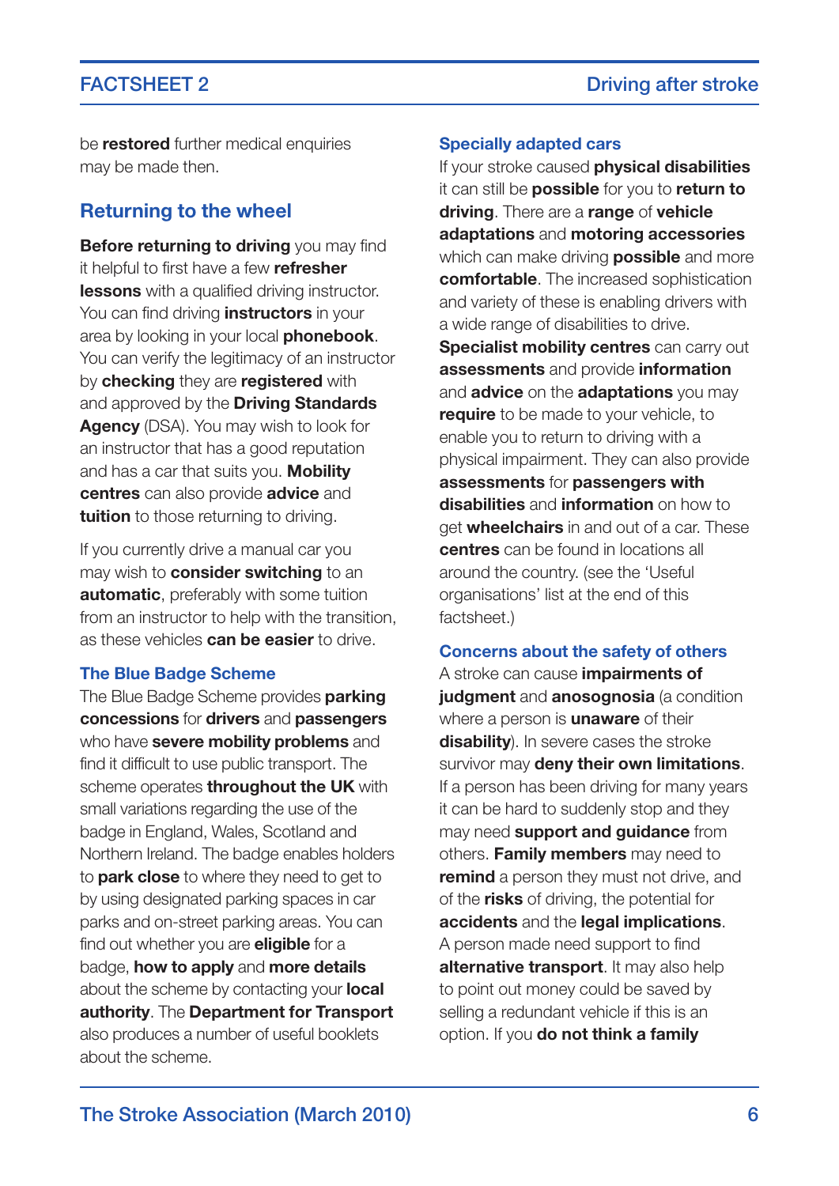be **restored** further medical enquiries may be made then.

## Returning to the wheel

**Before returning to driving** you may find it helpful to first have a few **refresher lessons** with a qualified driving instructor. You can find driving **instructors** in your area by looking in your local **phonebook**. You can verify the legitimacy of an instructor by **checking** they are **registered** with and approved by the **Driving Standards Agency** (DSA). You may wish to look for an instructor that has a good reputation and has a car that suits you. **Mobility centres** can also provide **advice** and **tuition** to those returning to driving.

If you currently drive a manual car you may wish to **consider switching** to an **automatic**, preferably with some tuition from an instructor to help with the transition, as these vehicles **can be easier** to drive.

### The Blue Badge Scheme

The Blue Badge Scheme provides **parking concessions** for **drivers** and **passengers** who have **severe mobility problems** and find it difficult to use public transport. The scheme operates **throughout the UK** with small variations regarding the use of the badge in England, Wales, Scotland and Northern Ireland. The badge enables holders to **park close** to where they need to get to by using designated parking spaces in car parks and on-street parking areas. You can find out whether you are **eligible** for a badge, **how to apply** and **more details** about the scheme by contacting your **local authority**. The **Department for Transport** also produces a number of useful booklets about the scheme.

### Specially adapted cars

If your stroke caused **physical disabilities** it can still be **possible** for you to **return to driving**. There are a **range** of **vehicle adaptations** and **motoring accessories** which can make driving **possible** and more **comfortable**. The increased sophistication and variety of these is enabling drivers with a wide range of disabilities to drive. **Specialist mobility centres** can carry out **assessments** and provide **information** and **advice** on the **adaptations** you may **require** to be made to your vehicle, to enable you to return to driving with a physical impairment. They can also provide **assessments** for **passengers with disabilities** and **information** on how to get **wheelchairs** in and out of a car. These **centres** can be found in locations all around the country. (see the 'Useful organisations' list at the end of this factsheet.)

### Concerns about the safety of others

A stroke can cause **impairments of judgment** and **anosognosia** (a condition where a person is **unaware** of their **disability**). In severe cases the stroke survivor may **deny their own limitations**. If a person has been driving for many years it can be hard to suddenly stop and they may need **support and guidance** from others. **Family members** may need to **remind** a person they must not drive, and of the **risks** of driving, the potential for **accidents** and the **legal implications**. A person made need support to find **alternative transport**. It may also help to point out money could be saved by selling a redundant vehicle if this is an option. If you **do not think a family**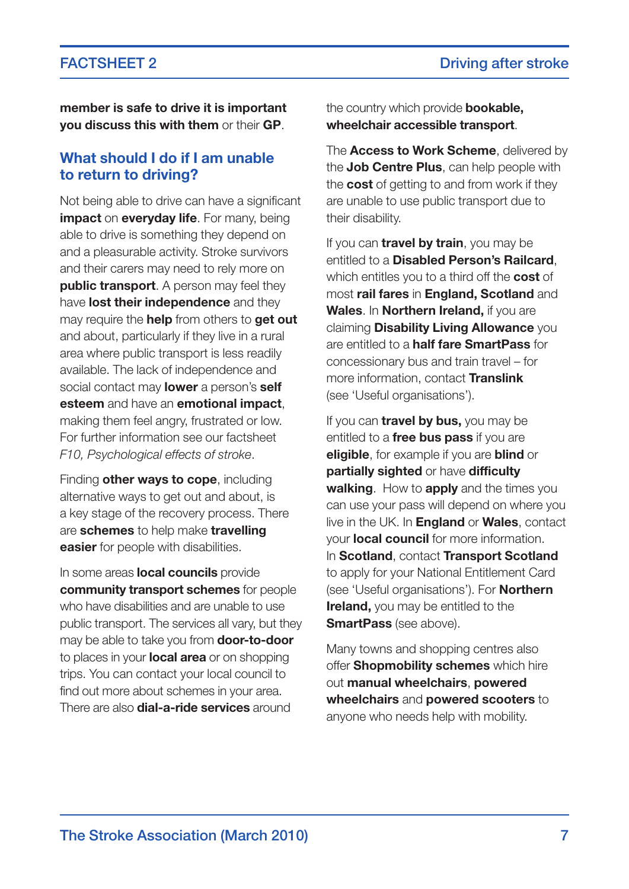**member is safe to drive it is important you discuss this with them** or their **GP**.

## What should I do if I am unable to return to driving?

Not being able to drive can have a significant **impact** on **everyday life**. For many, being able to drive is something they depend on and a pleasurable activity. Stroke survivors and their carers may need to rely more on **public transport**. A person may feel they have **lost their independence** and they may require the **help** from others to **get out** and about, particularly if they live in a rural area where public transport is less readily available. The lack of independence and social contact may **lower** a person's **self esteem** and have an **emotional impact**, making them feel angry, frustrated or low. For further information see our factsheet *F10, Psychological effects of stroke*.

Finding **other ways to cope**, including alternative ways to get out and about, is a key stage of the recovery process. There are **schemes** to help make **travelling easier** for people with disabilities.

In some areas **local councils** provide **community transport schemes** for people who have disabilities and are unable to use public transport. The services all vary, but they may be able to take you from **door-to-door** to places in your **local area** or on shopping trips. You can contact your local council to find out more about schemes in your area. There are also **dial-a-ride services** around the country which provide **bookable, wheelchair accessible transport**.

The **Access to Work Scheme**, delivered by the **Job Centre Plus**, can help people with the **cost** of getting to and from work if they are unable to use public transport due to their disability.

If you can **travel by train**, you may be entitled to a **Disabled Person's Railcard**, which entitles you to a third off the **cost** of most **rail fares** in **England, Scotland** and **Wales**. In **Northern Ireland,** if you are claiming **Disability Living Allowance** you are entitled to a **half fare SmartPass** for concessionary bus and train travel – for more information, contact **Translink** (see 'Useful organisations').

If you can **travel by bus,** you may be entitled to a **free bus pass** if you are **eligible**, for example if you are **blind** or **partially sighted** or have **difficulty walking**. How to **apply** and the times you can use your pass will depend on where you live in the UK. In **England** or **Wales**, contact your **local council** for more information. In **Scotland**, contact **Transport Scotland** to apply for your National Entitlement Card (see 'Useful organisations'). For **Northern Ireland,** you may be entitled to the **SmartPass** (see above).

Many towns and shopping centres also offer **Shopmobility schemes** which hire out **manual wheelchairs**, **powered wheelchairs** and **powered scooters** to anyone who needs help with mobility.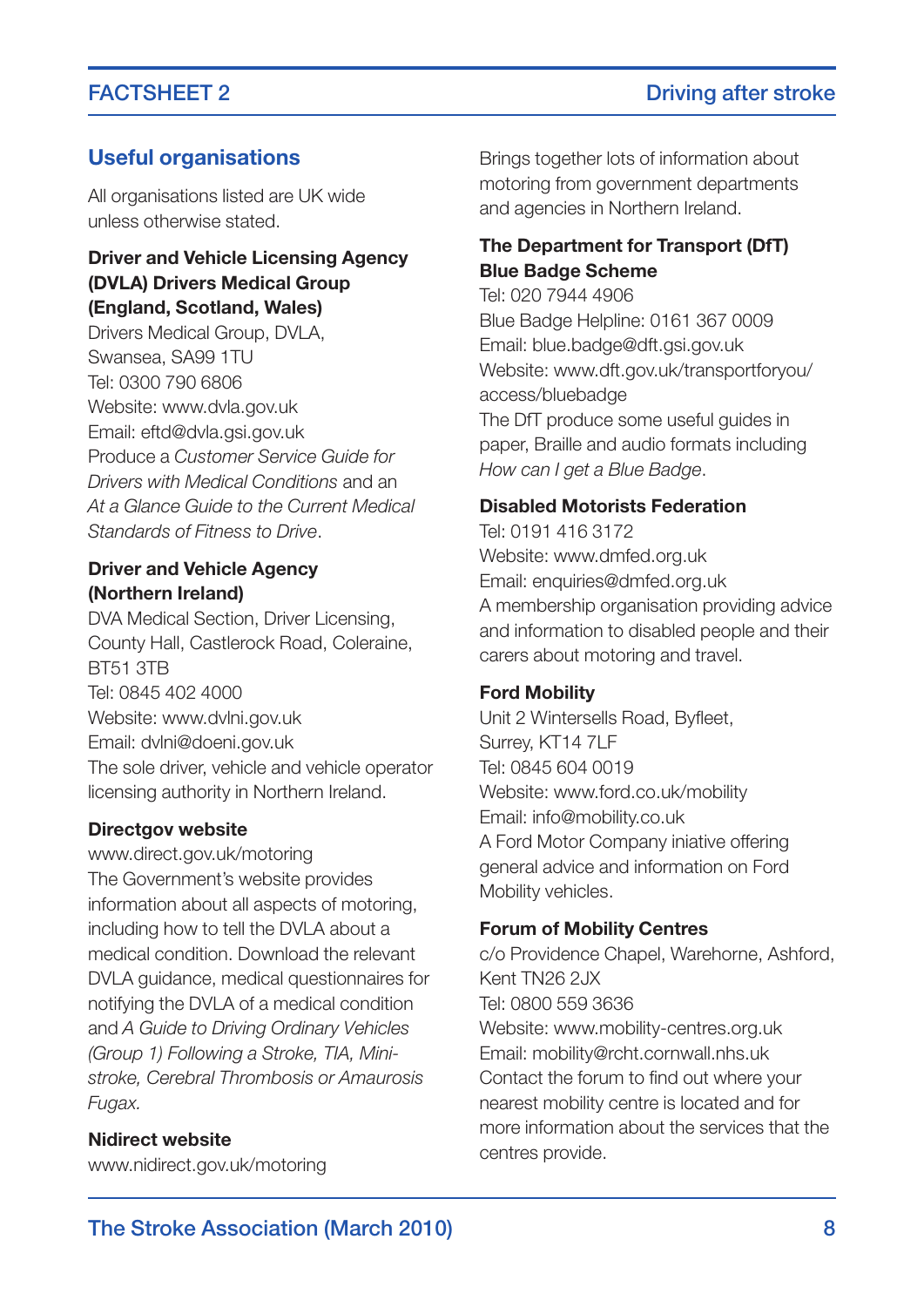## Useful organisations

All organisations listed are UK wide unless otherwise stated.

**Driver and Vehicle Licensing Agency (DVLA) Drivers Medical Group (England, Scotland, Wales)**
Drivers Medical Group, DVLA,
Swansea, SA99 1TU
Tel: 0300 790 6806
Website: www.dvla.gov.uk
Email: eftd@dvla.gsi.gov.uk
Produce a *Customer Service Guide for Drivers with Medical Conditions* and an *At a Glance Guide to the Current Medical Standards of Fitness to Drive*.

**Driver and Vehicle Agency (Northern Ireland)**
DVA Medical Section, Driver Licensing,
County Hall, Castlerock Road, Coleraine,
BT51 3TB
Tel: 0845 402 4000
Website: www.dvlni.gov.uk
Email: dvlni@doeni.gov.uk
The sole driver, vehicle and vehicle operator licensing authority in Northern Ireland.

**Directgov website**
www.direct.gov.uk/motoring
The Government's website provides information about all aspects of motoring, including how to tell the DVLA about a medical condition. Download the relevant DVLA guidance, medical questionnaires for notifying the DVLA of a medical condition and *A Guide to Driving Ordinary Vehicles (Group 1) Following a Stroke, TIA, Mini-stroke, Cerebral Thrombosis or Amaurosis Fugax.*

**Nidirect website**
www.nidirect.gov.uk/motoring
Brings together lots of information about motoring from government departments and agencies in Northern Ireland.

**The Department for Transport (DfT) Blue Badge Scheme**
Tel: 020 7944 4906
Blue Badge Helpline: 0161 367 0009
Email: blue.badge@dft.gsi.gov.uk
Website: www.dft.gov.uk/transportforyou/access/bluebadge
The DfT produce some useful guides in paper, Braille and audio formats including *How can I get a Blue Badge*.

**Disabled Motorists Federation**
Tel: 0191 416 3172
Website: www.dmfed.org.uk
Email: enquiries@dmfed.org.uk
A membership organisation providing advice and information to disabled people and their carers about motoring and travel.

**Ford Mobility**
Unit 2 Wintersells Road, Byfleet,
Surrey, KT14 7LF
Tel: 0845 604 0019
Website: www.ford.co.uk/mobility
Email: info@mobility.co.uk
A Ford Motor Company iniative offering general advice and information on Ford Mobility vehicles.

**Forum of Mobility Centres**
c/o Providence Chapel, Warehorne, Ashford,
Kent TN26 2JX
Tel: 0800 559 3636
Website: www.mobility-centres.org.uk
Email: mobility@rcht.cornwall.nhs.uk
Contact the forum to find out where your nearest mobility centre is located and for more information about the services that the centres provide.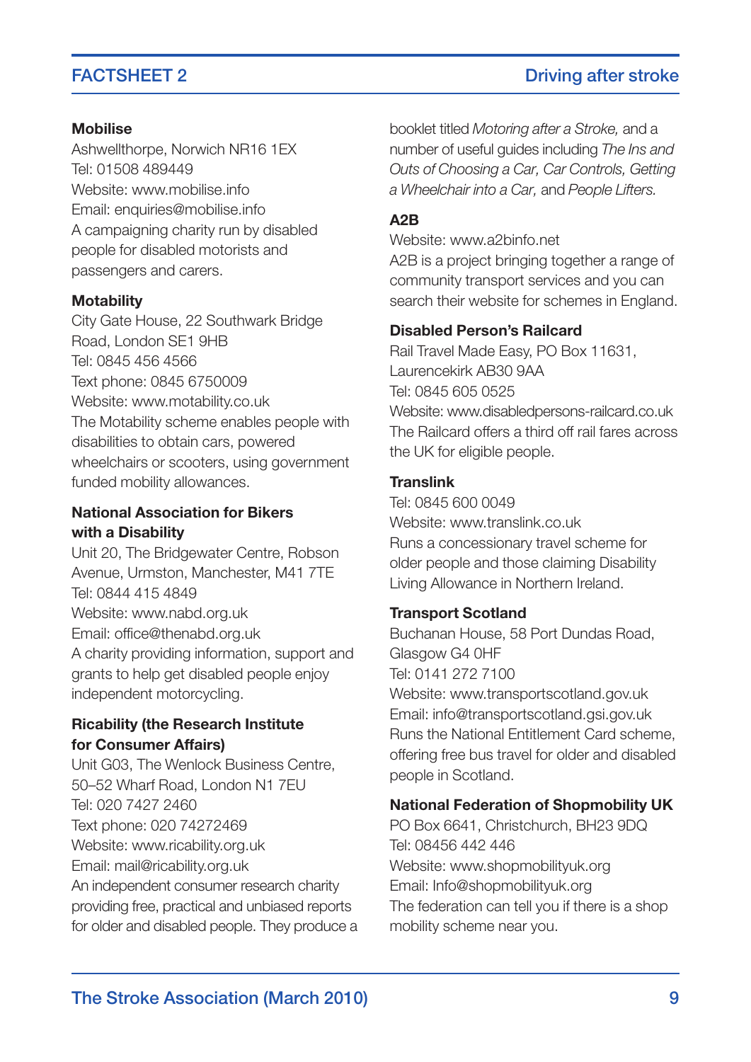**Mobilise**
Ashwellthorpe, Norwich NR16 1EX
Tel: 01508 489449
Website: www.mobilise.info
Email: enquiries@mobilise.info
A campaigning charity run by disabled people for disabled motorists and passengers and carers.

**Motability**
City Gate House, 22 Southwark Bridge Road, London SE1 9HB
Tel: 0845 456 4566
Text phone: 0845 6750009
Website: www.motability.co.uk
The Motability scheme enables people with disabilities to obtain cars, powered wheelchairs or scooters, using government funded mobility allowances.

**National Association for Bikers with a Disability**
Unit 20, The Bridgewater Centre, Robson Avenue, Urmston, Manchester, M41 7TE
Tel: 0844 415 4849
Website: www.nabd.org.uk
Email: office@thenabd.org.uk
A charity providing information, support and grants to help get disabled people enjoy independent motorcycling.

**Ricability (the Research Institute for Consumer Affairs)**
Unit G03, The Wenlock Business Centre, 50–52 Wharf Road, London N1 7EU
Tel: 020 7427 2460
Text phone: 020 74272469
Website: www.ricability.org.uk
Email: mail@ricability.org.uk
An independent consumer research charity providing free, practical and unbiased reports for older and disabled people. They produce a booklet titled *Motoring after a Stroke,* and a number of useful guides including *The Ins and Outs of Choosing a Car, Car Controls, Getting a Wheelchair into a Car,* and *People Lifters.*

**A2B**
Website: www.a2binfo.net
A2B is a project bringing together a range of community transport services and you can search their website for schemes in England.

**Disabled Person's Railcard**
Rail Travel Made Easy, PO Box 11631, Laurencekirk AB30 9AA
Tel: 0845 605 0525
Website: www.disabledpersons-railcard.co.uk
The Railcard offers a third off rail fares across the UK for eligible people.

**Translink**
Tel: 0845 600 0049
Website: www.translink.co.uk
Runs a concessionary travel scheme for older people and those claiming Disability Living Allowance in Northern Ireland.

**Transport Scotland**
Buchanan House, 58 Port Dundas Road, Glasgow G4 0HF
Tel: 0141 272 7100
Website: www.transportscotland.gov.uk
Email: info@transportscotland.gsi.gov.uk
Runs the National Entitlement Card scheme, offering free bus travel for older and disabled people in Scotland.

**National Federation of Shopmobility UK**
PO Box 6641, Christchurch, BH23 9DQ
Tel: 08456 442 446
Website: www.shopmobilityuk.org
Email: Info@shopmobilityuk.org
The federation can tell you if there is a shop mobility scheme near you.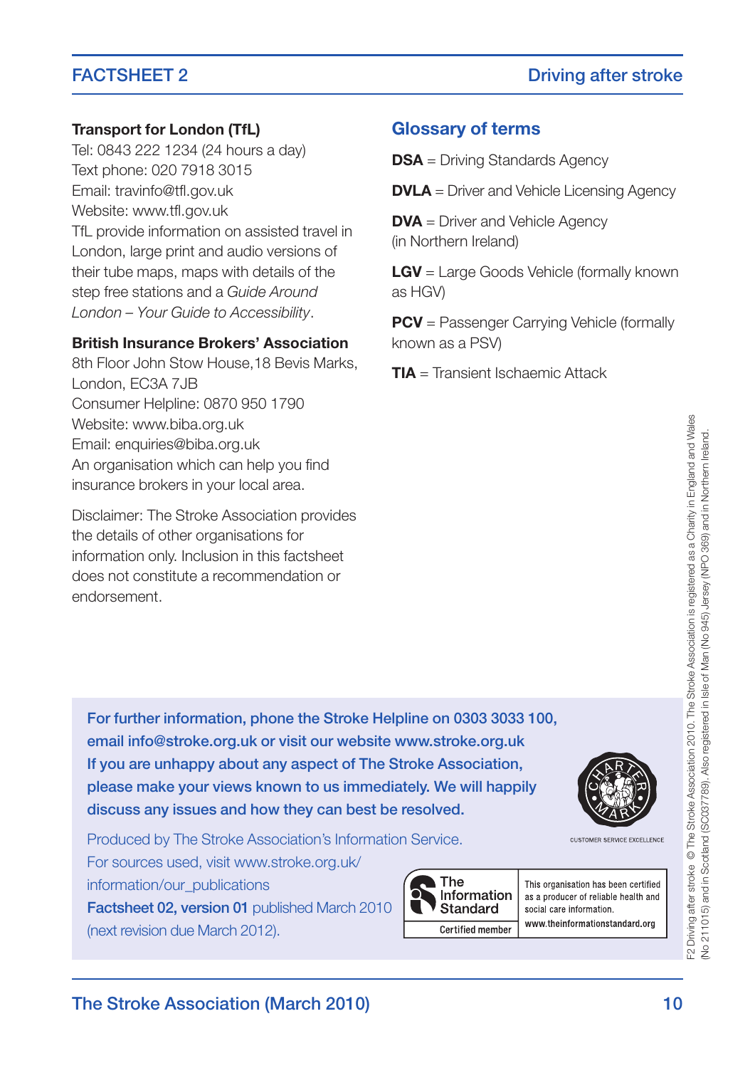**Transport for London (TfL)**
Tel: 0843 222 1234 (24 hours a day)
Text phone: 020 7918 3015
Email: travinfo@tfl.gov.uk
Website: www.tfl.gov.uk
TfL provide information on assisted travel in London, large print and audio versions of their tube maps, maps with details of the step free stations and a *Guide Around London – Your Guide to Accessibility*.

**British Insurance Brokers' Association**
8th Floor John Stow House,18 Bevis Marks, London, EC3A 7JB
Consumer Helpline: 0870 950 1790
Website: www.biba.org.uk
Email: enquiries@biba.org.uk
An organisation which can help you find insurance brokers in your local area.

Disclaimer: The Stroke Association provides the details of other organisations for information only. Inclusion in this factsheet does not constitute a recommendation or endorsement.

## Glossary of terms

**DSA** = Driving Standards Agency

**DVLA** = Driver and Vehicle Licensing Agency

**DVA** = Driver and Vehicle Agency (in Northern Ireland)

**LGV** = Large Goods Vehicle (formally known as HGV)

**PCV** = Passenger Carrying Vehicle (formally known as a PSV)

**TIA** = Transient Ischaemic Attack

**For further information, phone the Stroke Helpline on 0303 3033 100, email info@stroke.org.uk or visit our website www.stroke.org.uk**
**If you are unhappy about any aspect of The Stroke Association, please make your views known to us immediately. We will happily discuss any issues and how they can best be resolved.**

Produced by The Stroke Association's Information Service.
For sources used, visit www.stroke.org.uk/information/our_publications
**Factsheet 02, version 01** published March 2010 (next revision due March 2012).

CHARTER MARK
CUSTOMER SERVICE EXCELLENCE

The Information Standard
Certified member
This organisation has been certified as a producer of reliable health and social care information.
www.theinformationstandard.org

F2 Driving after stroke © The Stroke Association 2010. The Stroke Association is registered as a Charity in England and Wales (No 211015) and in Scotland (SC037789). Also registered in Isle of Man (No 945) Jersey (NPO 369) and in Northern Ireland.